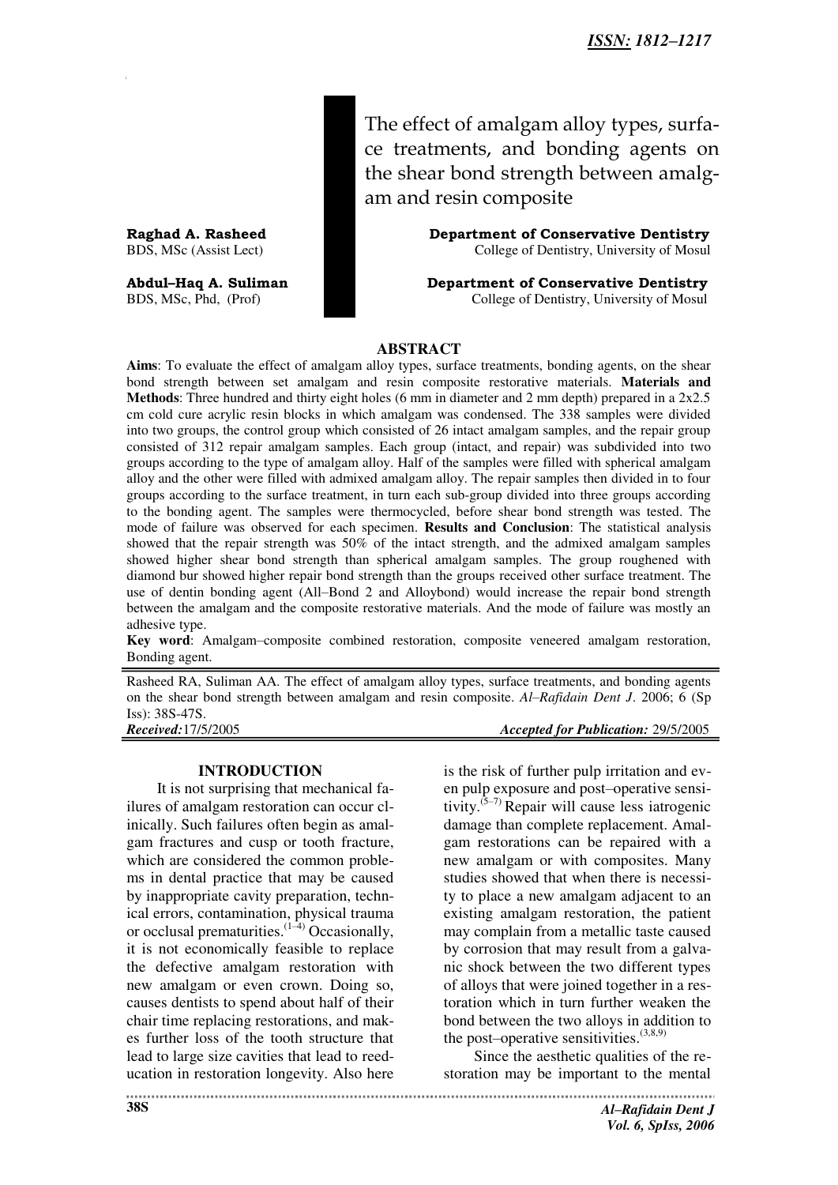ISSN: 1812–1217

# The effect of amalgam alloy types, surface treatments, and bonding agents on the shear bond strength between amalgam and resin composite

**Raghad A. Rasheed**
BDS, MSc (Assist Lect)

**Department of Conservative Dentistry**
College of Dentistry, University of Mosul

**Abdul–Haq A. Suliman**
BDS, MSc, Phd, (Prof)

**Department of Conservative Dentistry**
College of Dentistry, University of Mosul

## ABSTRACT

**Aims**: To evaluate the effect of amalgam alloy types, surface treatments, bonding agents, on the shear bond strength between set amalgam and resin composite restorative materials. **Materials and Methods**: Three hundred and thirty eight holes (6 mm in diameter and 2 mm depth) prepared in a 2x2.5 cm cold cure acrylic resin blocks in which amalgam was condensed. The 338 samples were divided into two groups, the control group which consisted of 26 intact amalgam samples, and the repair group consisted of 312 repair amalgam samples. Each group (intact, and repair) was subdivided into two groups according to the type of amalgam alloy. Half of the samples were filled with spherical amalgam alloy and the other were filled with admixed amalgam alloy. The repair samples then divided in to four groups according to the surface treatment, in turn each sub-group divided into three groups according to the bonding agent. The samples were thermocycled, before shear bond strength was tested. The mode of failure was observed for each specimen. **Results and Conclusion**: The statistical analysis showed that the repair strength was 50% of the intact strength, and the admixed amalgam samples showed higher shear bond strength than spherical amalgam samples. The group roughened with diamond bur showed higher repair bond strength than the groups received other surface treatment. The use of dentin bonding agent (All–Bond 2 and Alloybond) would increase the repair bond strength between the amalgam and the composite restorative materials. And the mode of failure was mostly an adhesive type.

**Key word**: Amalgam–composite combined restoration, composite veneered amalgam restoration, Bonding agent.

Rasheed RA, Suliman AA. The effect of amalgam alloy types, surface treatments, and bonding agents on the shear bond strength between amalgam and resin composite. *Al–Rafidain Dent J*. 2006; 6 (Sp Iss): 38S-47S.

***Received:*** 17/5/2005 ***Accepted for Publication:*** 29/5/2005

## INTRODUCTION

It is not surprising that mechanical failures of amalgam restoration can occur clinically. Such failures often begin as amalgam fractures and cusp or tooth fracture, which are considered the common problems in dental practice that may be caused by inappropriate cavity preparation, technical errors, contamination, physical trauma or occlusal prematurities.[1–4] Occasionally, it is not economically feasible to replace the defective amalgam restoration with new amalgam or even crown. Doing so, causes dentists to spend about half of their chair time replacing restorations, and makes further loss of the tooth structure that lead to large size cavities that lead to reeducation in restoration longevity. Also here is the risk of further pulp irritation and even pulp exposure and post–operative sensitivity.[5–7] Repair will cause less iatrogenic damage than complete replacement. Amalgam restorations can be repaired with a new amalgam or with composites. Many studies showed that when there is necessity to place a new amalgam adjacent to an existing amalgam restoration, the patient may complain from a metallic taste caused by corrosion that may result from a galvanic shock between the two different types of alloys that were joined together in a restoration which in turn further weaken the bond between the two alloys in addition to the post–operative sensitivities.[3,8,9]

Since the aesthetic qualities of the restoration may be important to the mental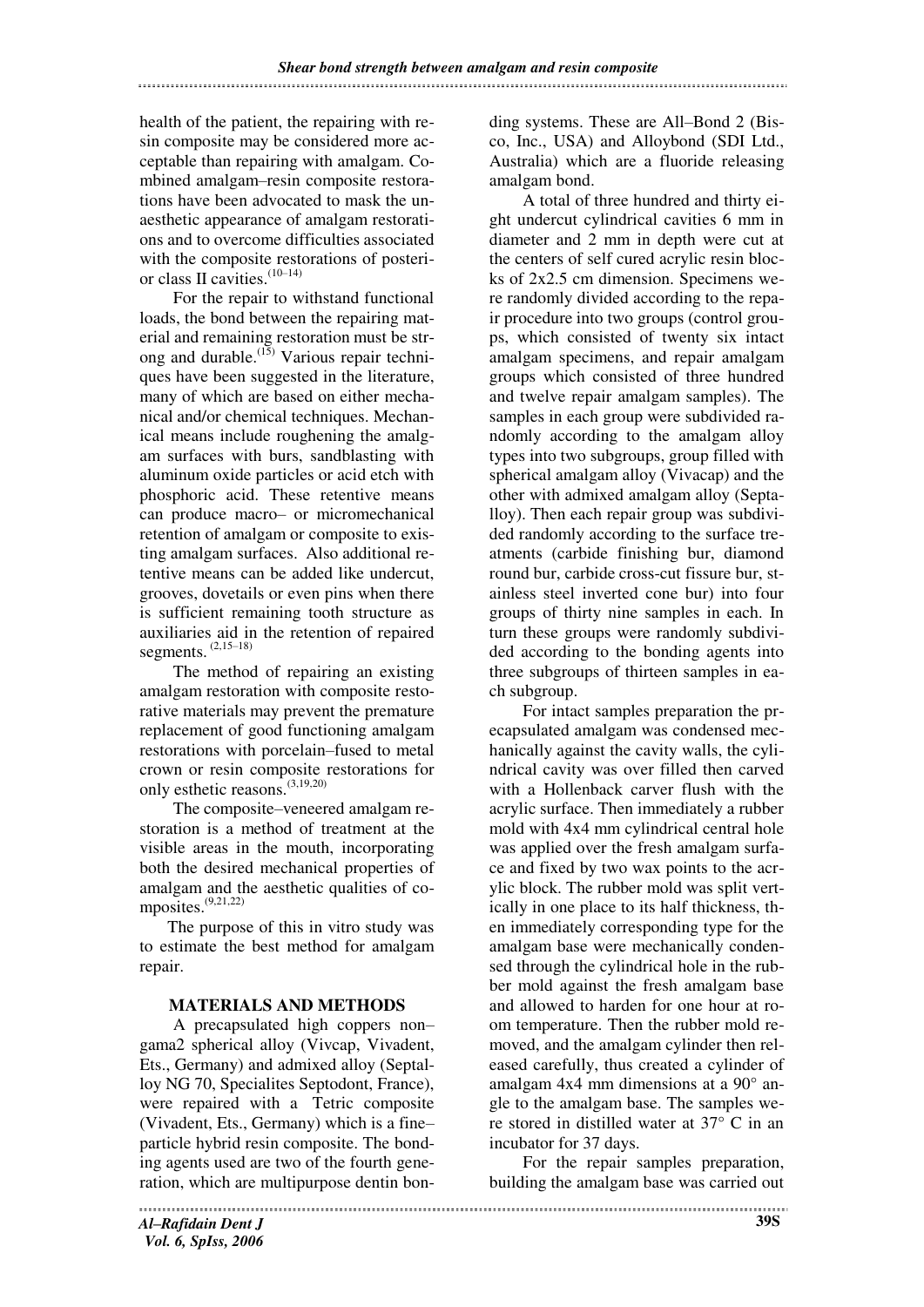health of the patient, the repairing with resin composite may be considered more acceptable than repairing with amalgam. Combined amalgam–resin composite restorations have been advocated to mask the unaesthetic appearance of amalgam restorations and to overcome difficulties associated with the composite restorations of posterior class II cavities.[10–14]

For the repair to withstand functional loads, the bond between the repairing material and remaining restoration must be strong and durable.[15] Various repair techniques have been suggested in the literature, many of which are based on either mechanical and/or chemical techniques. Mechanical means include roughening the amalgam surfaces with burs, sandblasting with aluminum oxide particles or acid etch with phosphoric acid. These retentive means can produce macro– or micromechanical retention of amalgam or composite to existing amalgam surfaces. Also additional retentive means can be added like undercut, grooves, dovetails or even pins when there is sufficient remaining tooth structure as auxiliaries aid in the retention of repaired segments.[2,15–18]

The method of repairing an existing amalgam restoration with composite restorative materials may prevent the premature replacement of good functioning amalgam restorations with porcelain–fused to metal crown or resin composite restorations for only esthetic reasons.[3,19,20]

The composite–veneered amalgam restoration is a method of treatment at the visible areas in the mouth, incorporating both the desired mechanical properties of amalgam and the aesthetic qualities of composites.[9,21,22]

The purpose of this in vitro study was to estimate the best method for amalgam repair.

## MATERIALS AND METHODS

A precapsulated high coppers non–gama2 spherical alloy (Vivcap, Vivadent, Ets., Germany) and admixed alloy (Septalloy NG 70, Specialites Septodont, France), were repaired with a Tetric composite (Vivadent, Ets., Germany) which is a fine–particle hybrid resin composite. The bonding agents used are two of the fourth generation, which are multipurpose dentin bonding systems. These are All–Bond 2 (Bisco, Inc., USA) and Alloybond (SDI Ltd., Australia) which are a fluoride releasing amalgam bond.

A total of three hundred and thirty eight undercut cylindrical cavities 6 mm in diameter and 2 mm in depth were cut at the centers of self cured acrylic resin blocks of 2x2.5 cm dimension. Specimens were randomly divided according to the repair procedure into two groups (control groups, which consisted of twenty six intact amalgam specimens, and repair amalgam groups which consisted of three hundred and twelve repair amalgam samples). The samples in each group were subdivided randomly according to the amalgam alloy types into two subgroups, group filled with spherical amalgam alloy (Vivacap) and the other with admixed amalgam alloy (Septalloy). Then each repair group was subdivided randomly according to the surface treatments (carbide finishing bur, diamond round bur, carbide cross-cut fissure bur, stainless steel inverted cone bur) into four groups of thirty nine samples in each. In turn these groups were randomly subdivided according to the bonding agents into three subgroups of thirteen samples in each subgroup.

For intact samples preparation the precapsulated amalgam was condensed mechanically against the cavity walls, the cylindrical cavity was over filled then carved with a Hollenback carver flush with the acrylic surface. Then immediately a rubber mold with 4x4 mm cylindrical central hole was applied over the fresh amalgam surface and fixed by two wax points to the acrylic block. The rubber mold was split vertically in one place to its half thickness, then immediately corresponding type for the amalgam base were mechanically condensed through the cylindrical hole in the rubber mold against the fresh amalgam base and allowed to harden for one hour at room temperature. Then the rubber mold removed, and the amalgam cylinder then released carefully, thus created a cylinder of amalgam 4x4 mm dimensions at a 90° angle to the amalgam base. The samples were stored in distilled water at 37° C in an incubator for 37 days.

For the repair samples preparation, building the amalgam base was carried out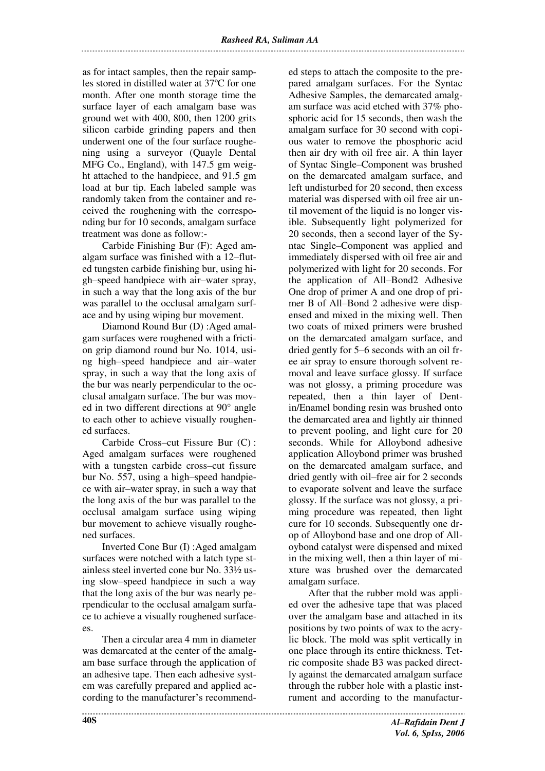as for intact samples, then the repair samples stored in distilled water at 37ºC for one month. After one month storage time the surface layer of each amalgam base was ground wet with 400, 800, then 1200 grits silicon carbide grinding papers and then underwent one of the four surface roughening using a surveyor (Quayle Dental MFG Co., England), with 147.5 gm weight attached to the handpiece, and 91.5 gm load at bur tip. Each labeled sample was randomly taken from the container and received the roughening with the corresponding bur for 10 seconds, amalgam surface treatment was done as follow:-

Carbide Finishing Bur (F): Aged amalgam surface was finished with a 12–fluted tungsten carbide finishing bur, using high–speed handpiece with air–water spray, in such a way that the long axis of the bur was parallel to the occlusal amalgam surface and by using wiping bur movement.

Diamond Round Bur (D) :Aged amalgam surfaces were roughened with a friction grip diamond round bur No. 1014, using high–speed handpiece and air–water spray, in such a way that the long axis of the bur was nearly perpendicular to the occlusal amalgam surface. The bur was moved in two different directions at 90° angle to each other to achieve visually roughened surfaces.

Carbide Cross–cut Fissure Bur (C) : Aged amalgam surfaces were roughened with a tungsten carbide cross–cut fissure bur No. 557, using a high–speed handpiece with air–water spray, in such a way that the long axis of the bur was parallel to the occlusal amalgam surface using wiping bur movement to achieve visually roughened surfaces.

Inverted Cone Bur (I) :Aged amalgam surfaces were notched with a latch type stainless steel inverted cone bur No. 33½ using slow–speed handpiece in such a way that the long axis of the bur was nearly perpendicular to the occlusal amalgam surface to achieve a visually roughened surfacees.

Then a circular area 4 mm in diameter was demarcated at the center of the amalgam base surface through the application of an adhesive tape. Then each adhesive system was carefully prepared and applied according to the manufacturer's recommended steps to attach the composite to the prepared amalgam surfaces. For the Syntac Adhesive Samples, the demarcated amalgam surface was acid etched with 37% phosphoric acid for 15 seconds, then wash the amalgam surface for 30 second with copious water to remove the phosphoric acid then air dry with oil free air. A thin layer of Syntac Single–Component was brushed on the demarcated amalgam surface, and left undisturbed for 20 second, then excess material was dispersed with oil free air until movement of the liquid is no longer visible. Subsequently light polymerized for 20 seconds, then a second layer of the Syntac Single–Component was applied and immediately dispersed with oil free air and polymerized with light for 20 seconds. For the application of All–Bond2 Adhesive One drop of primer A and one drop of primer B of All–Bond 2 adhesive were dispensed and mixed in the mixing well. Then two coats of mixed primers were brushed on the demarcated amalgam surface, and dried gently for 5–6 seconds with an oil free air spray to ensure thorough solvent removal and leave surface glossy. If surface was not glossy, a priming procedure was repeated, then a thin layer of Dentin/Enamel bonding resin was brushed onto the demarcated area and lightly air thinned to prevent pooling, and light cure for 20 seconds. While for Alloybond adhesive application Alloybond primer was brushed on the demarcated amalgam surface, and dried gently with oil–free air for 2 seconds to evaporate solvent and leave the surface glossy. If the surface was not glossy, a priming procedure was repeated, then light cure for 10 seconds. Subsequently one drop of Alloybond base and one drop of Alloybond catalyst were dispensed and mixed in the mixing well, then a thin layer of mixture was brushed over the demarcated amalgam surface.

After that the rubber mold was applied over the adhesive tape that was placed over the amalgam base and attached in its positions by two points of wax to the acrylic block. The mold was split vertically in one place through its entire thickness. Tetric composite shade B3 was packed directly against the demarcated amalgam surface through the rubber hole with a plastic instrument and according to the manufactur-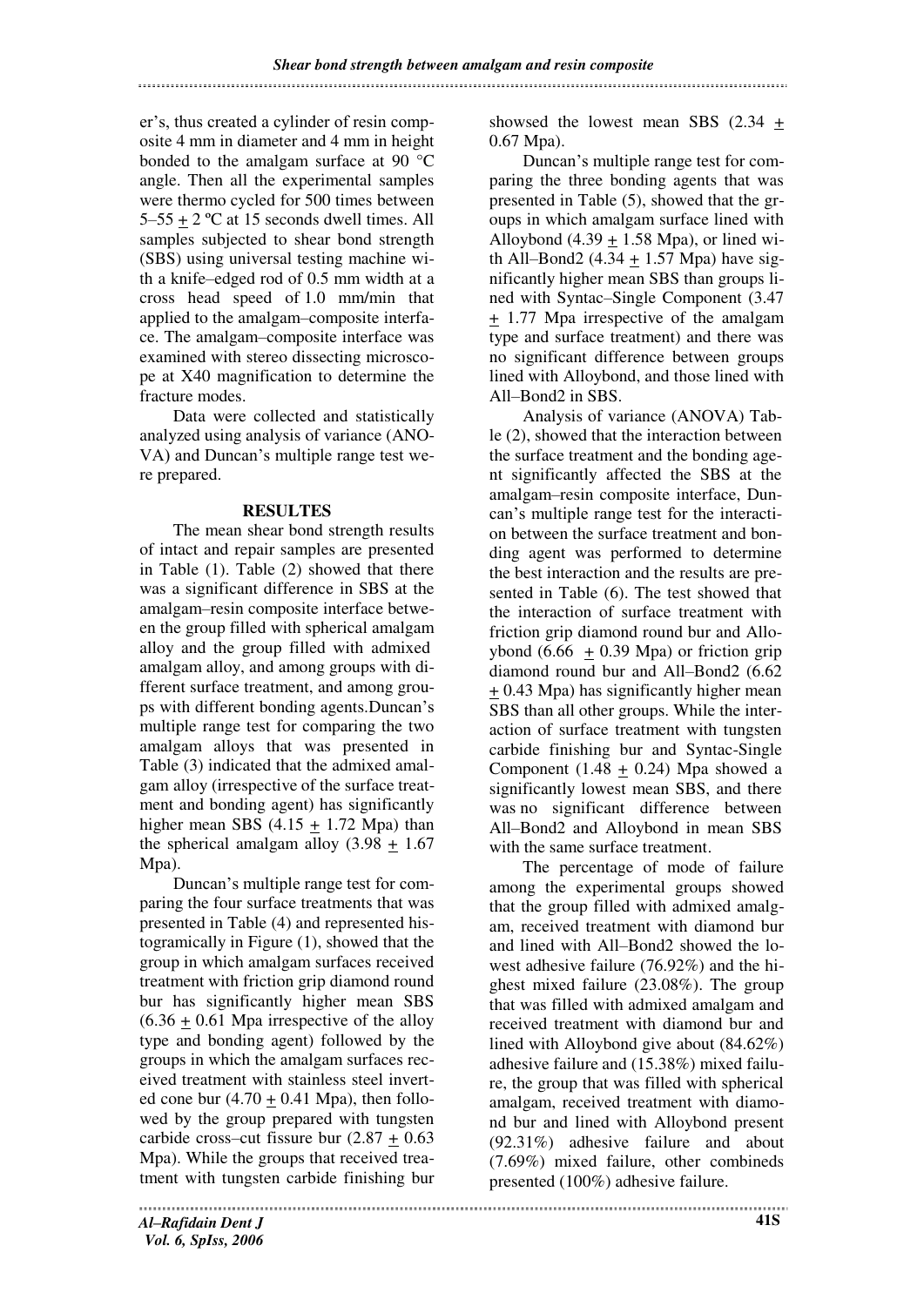er's, thus created a cylinder of resin composite 4 mm in diameter and 4 mm in height bonded to the amalgam surface at 90 °C angle. Then all the experimental samples were thermo cycled for 500 times between 5–55 ± 2 ºC at 15 seconds dwell times. All samples subjected to shear bond strength (SBS) using universal testing machine with a knife–edged rod of 0.5 mm width at a cross head speed of 1.0 mm/min that applied to the amalgam–composite interface. The amalgam–composite interface was examined with stereo dissecting microscope at X40 magnification to determine the fracture modes.

Data were collected and statistically analyzed using analysis of variance (ANOVA) and Duncan's multiple range test were prepared.

## RESULTES

The mean shear bond strength results of intact and repair samples are presented in Table (1). Table (2) showed that there was a significant difference in SBS at the amalgam–resin composite interface between the group filled with spherical amalgam alloy and the group filled with admixed amalgam alloy, and among groups with different surface treatment, and among groups with different bonding agents.Duncan's multiple range test for comparing the two amalgam alloys that was presented in Table (3) indicated that the admixed amalgam alloy (irrespective of the surface treatment and bonding agent) has significantly higher mean SBS (4.15 ± 1.72 Mpa) than the spherical amalgam alloy (3.98 ± 1.67 Mpa).

Duncan's multiple range test for comparing the four surface treatments that was presented in Table (4) and represented histogramically in Figure (1), showed that the group in which amalgam surfaces received treatment with friction grip diamond round bur has significantly higher mean SBS (6.36 ± 0.61 Mpa irrespective of the alloy type and bonding agent) followed by the groups in which the amalgam surfaces received treatment with stainless steel inverted cone bur (4.70 ± 0.41 Mpa), then followed by the group prepared with tungsten carbide cross–cut fissure bur (2.87 ± 0.63 Mpa). While the groups that received treatment with tungsten carbide finishing bur showsed the lowest mean SBS (2.34 ± 0.67 Mpa).

Duncan's multiple range test for comparing the three bonding agents that was presented in Table (5), showed that the groups in which amalgam surface lined with Alloybond (4.39 ± 1.58 Mpa), or lined with All–Bond2 (4.34 ± 1.57 Mpa) have significantly higher mean SBS than groups lined with Syntac–Single Component (3.47 ± 1.77 Mpa irrespective of the amalgam type and surface treatment) and there was no significant difference between groups lined with Alloybond, and those lined with All–Bond2 in SBS.

Analysis of variance (ANOVA) Table (2), showed that the interaction between the surface treatment and the bonding agent significantly affected the SBS at the amalgam–resin composite interface, Duncan's multiple range test for the interaction between the surface treatment and bonding agent was performed to determine the best interaction and the results are presented in Table (6). The test showed that the interaction of surface treatment with friction grip diamond round bur and Alloybond (6.66 ± 0.39 Mpa) or friction grip diamond round bur and All–Bond2 (6.62 ± 0.43 Mpa) has significantly higher mean SBS than all other groups. While the interaction of surface treatment with tungsten carbide finishing bur and Syntac-Single Component (1.48 ± 0.24) Mpa showed a significantly lowest mean SBS, and there was no significant difference between All–Bond2 and Alloybond in mean SBS with the same surface treatment.

The percentage of mode of failure among the experimental groups showed that the group filled with admixed amalgam, received treatment with diamond bur and lined with All–Bond2 showed the lowest adhesive failure (76.92%) and the highest mixed failure (23.08%). The group that was filled with admixed amalgam and received treatment with diamond bur and lined with Alloybond give about (84.62%) adhesive failure and (15.38%) mixed failure, the group that was filled with spherical amalgam, received treatment with diamond bur and lined with Alloybond present (92.31%) adhesive failure and about (7.69%) mixed failure, other combineds presented (100%) adhesive failure.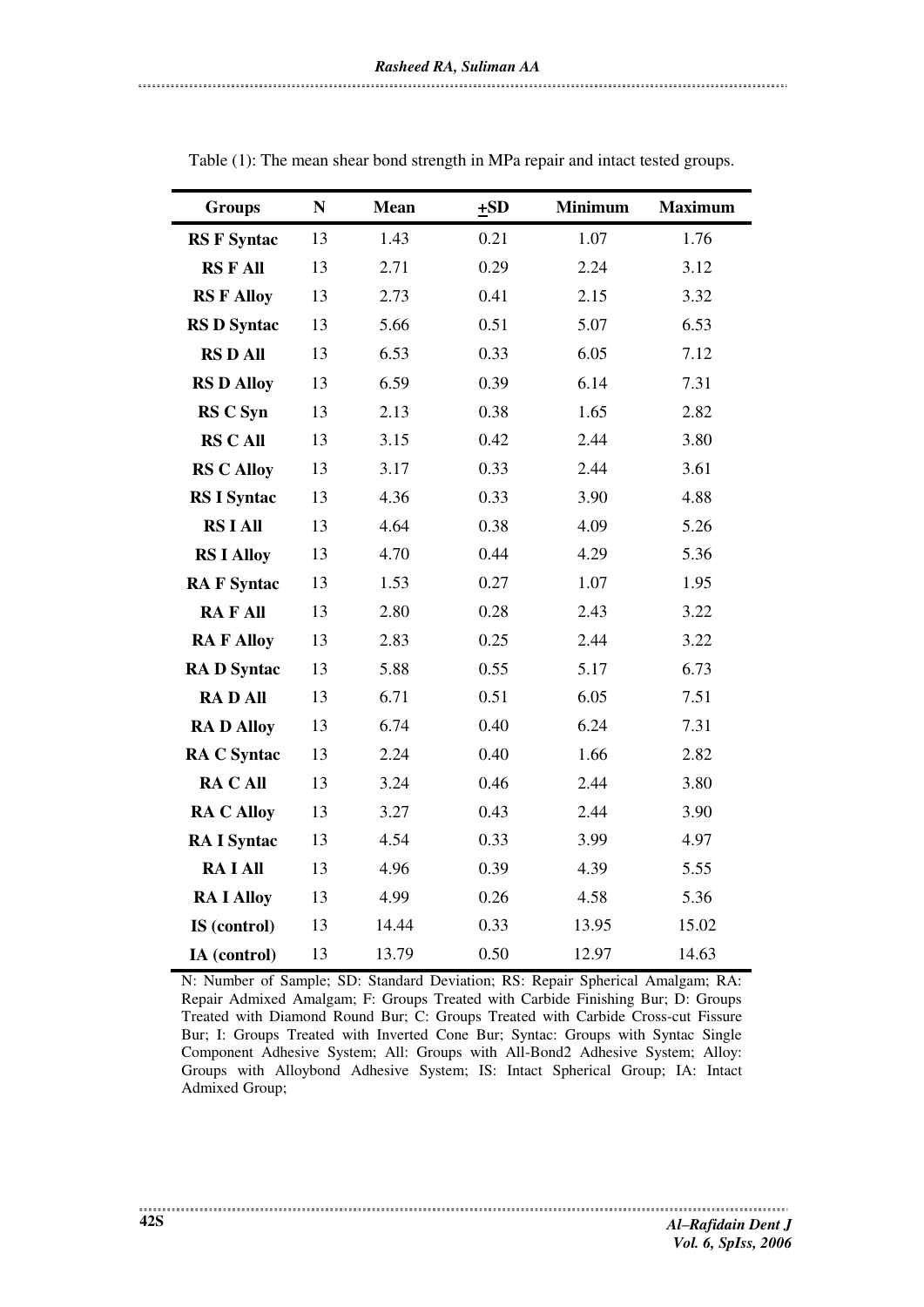Table (1): The mean shear bond strength in MPa repair and intact tested groups.

| Groups | N | Mean | ±SD | Minimum | Maximum |
|---|---|---|---|---|---|
| **RS F Syntac** | 13 | 1.43 | 0.21 | 1.07 | 1.76 |
| **RS F All** | 13 | 2.71 | 0.29 | 2.24 | 3.12 |
| **RS F Alloy** | 13 | 2.73 | 0.41 | 2.15 | 3.32 |
| **RS D Syntac** | 13 | 5.66 | 0.51 | 5.07 | 6.53 |
| **RS D All** | 13 | 6.53 | 0.33 | 6.05 | 7.12 |
| **RS D Alloy** | 13 | 6.59 | 0.39 | 6.14 | 7.31 |
| **RS C Syn** | 13 | 2.13 | 0.38 | 1.65 | 2.82 |
| **RS C All** | 13 | 3.15 | 0.42 | 2.44 | 3.80 |
| **RS C Alloy** | 13 | 3.17 | 0.33 | 2.44 | 3.61 |
| **RS I Syntac** | 13 | 4.36 | 0.33 | 3.90 | 4.88 |
| **RS I All** | 13 | 4.64 | 0.38 | 4.09 | 5.26 |
| **RS I Alloy** | 13 | 4.70 | 0.44 | 4.29 | 5.36 |
| **RA F Syntac** | 13 | 1.53 | 0.27 | 1.07 | 1.95 |
| **RA F All** | 13 | 2.80 | 0.28 | 2.43 | 3.22 |
| **RA F Alloy** | 13 | 2.83 | 0.25 | 2.44 | 3.22 |
| **RA D Syntac** | 13 | 5.88 | 0.55 | 5.17 | 6.73 |
| **RA D All** | 13 | 6.71 | 0.51 | 6.05 | 7.51 |
| **RA D Alloy** | 13 | 6.74 | 0.40 | 6.24 | 7.31 |
| **RA C Syntac** | 13 | 2.24 | 0.40 | 1.66 | 2.82 |
| **RA C All** | 13 | 3.24 | 0.46 | 2.44 | 3.80 |
| **RA C Alloy** | 13 | 3.27 | 0.43 | 2.44 | 3.90 |
| **RA I Syntac** | 13 | 4.54 | 0.33 | 3.99 | 4.97 |
| **RA I All** | 13 | 4.96 | 0.39 | 4.39 | 5.55 |
| **RA I Alloy** | 13 | 4.99 | 0.26 | 4.58 | 5.36 |
| **IS (control)** | 13 | 14.44 | 0.33 | 13.95 | 15.02 |
| **IA (control)** | 13 | 13.79 | 0.50 | 12.97 | 14.63 |

N: Number of Sample; SD: Standard Deviation; RS: Repair Spherical Amalgam; RA: Repair Admixed Amalgam; F: Groups Treated with Carbide Finishing Bur; D: Groups Treated with Diamond Round Bur; C: Groups Treated with Carbide Cross-cut Fissure Bur; I: Groups Treated with Inverted Cone Bur; Syntac: Groups with Syntac Single Component Adhesive System; All: Groups with All-Bond2 Adhesive System; Alloy: Groups with Alloybond Adhesive System; IS: Intact Spherical Group; IA: Intact Admixed Group;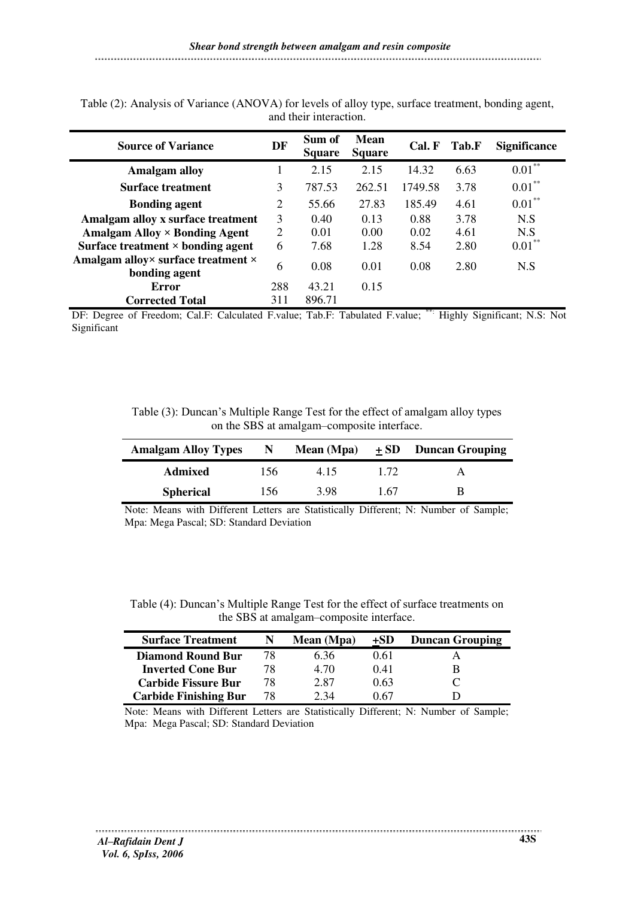Table (2): Analysis of Variance (ANOVA) for levels of alloy type, surface treatment, bonding agent, and their interaction.

| Source of Variance | DF | Sum of Square | Mean Square | Cal. F | Tab.F | Significance |
|---|---|---|---|---|---|---|
| **Amalgam alloy** | 1 | 2.15 | 2.15 | 14.32 | 6.63 | 0.01** |
| **Surface treatment** | 3 | 787.53 | 262.51 | 1749.58 | 3.78 | 0.01** |
| **Bonding agent** | 2 | 55.66 | 27.83 | 185.49 | 4.61 | 0.01** |
| **Amalgam alloy x surface treatment** | 3 | 0.40 | 0.13 | 0.88 | 3.78 | N.S |
| **Amalgam Alloy × Bonding Agent** | 2 | 0.01 | 0.00 | 0.02 | 4.61 | N.S |
| **Surface treatment × bonding agent** | 6 | 7.68 | 1.28 | 8.54 | 2.80 | 0.01** |
| **Amalgam alloy× surface treatment × bonding agent** | 6 | 0.08 | 0.01 | 0.08 | 2.80 | N.S |
| **Error** | 288 | 43.21 | 0.15 | | | |
| **Corrected Total** | 311 | 896.71 | | | | |

DF: Degree of Freedom; Cal.F: Calculated F.value; Tab.F: Tabulated F.value; **: Highly Significant; N.S: Not Significant

Table (3): Duncan's Multiple Range Test for the effect of amalgam alloy types on the SBS at amalgam–composite interface.

| Amalgam Alloy Types | N | Mean (Mpa) | + SD | Duncan Grouping |
|---|---|---|---|---|
| **Admixed** | 156 | 4.15 | 1.72 | A |
| **Spherical** | 156 | 3.98 | 1.67 | B |

Note: Means with Different Letters are Statistically Different; N: Number of Sample; Mpa: Mega Pascal; SD: Standard Deviation

Table (4): Duncan's Multiple Range Test for the effect of surface treatments on the SBS at amalgam–composite interface.

| Surface Treatment | N | Mean (Mpa) | +SD | Duncan Grouping |
|---|---|---|---|---|
| **Diamond Round Bur** | 78 | 6.36 | 0.61 | A |
| **Inverted Cone Bur** | 78 | 4.70 | 0.41 | B |
| **Carbide Fissure Bur** | 78 | 2.87 | 0.63 | C |
| **Carbide Finishing Bur** | 78 | 2.34 | 0.67 | D |

Note: Means with Different Letters are Statistically Different; N: Number of Sample; Mpa: Mega Pascal; SD: Standard Deviation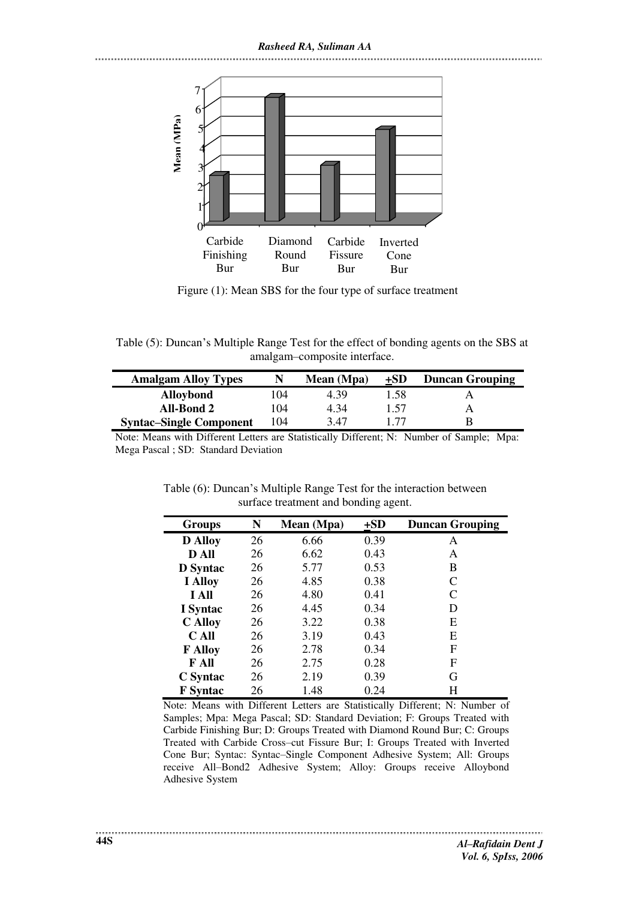Figure (1): Mean SBS for the four type of surface treatment

Table (5): Duncan's Multiple Range Test for the effect of bonding agents on the SBS at amalgam–composite interface.

| Amalgam Alloy Types | N | Mean (Mpa) | +SD | Duncan Grouping |
|---|---|---|---|---|
| **Alloybond** | 104 | 4.39 | 1.58 | A |
| **All-Bond 2** | 104 | 4.34 | 1.57 | A |
| **Syntac–Single Component** | 104 | 3.47 | 1.77 | B |

Note: Means with Different Letters are Statistically Different; N: Number of Sample; Mpa: Mega Pascal ; SD: Standard Deviation

Table (6): Duncan's Multiple Range Test for the interaction between surface treatment and bonding agent.

| Groups | N | Mean (Mpa) | +SD | Duncan Grouping |
|---|---|---|---|---|
| **D Alloy** | 26 | 6.66 | 0.39 | A |
| **D All** | 26 | 6.62 | 0.43 | A |
| **D Syntac** | 26 | 5.77 | 0.53 | B |
| **I Alloy** | 26 | 4.85 | 0.38 | C |
| **I All** | 26 | 4.80 | 0.41 | C |
| **I Syntac** | 26 | 4.45 | 0.34 | D |
| **C Alloy** | 26 | 3.22 | 0.38 | E |
| **C All** | 26 | 3.19 | 0.43 | E |
| **F Alloy** | 26 | 2.78 | 0.34 | F |
| **F All** | 26 | 2.75 | 0.28 | F |
| **C Syntac** | 26 | 2.19 | 0.39 | G |
| **F Syntac** | 26 | 1.48 | 0.24 | H |

Note: Means with Different Letters are Statistically Different; N: Number of Samples; Mpa: Mega Pascal; SD: Standard Deviation; F: Groups Treated with Carbide Finishing Bur; D: Groups Treated with Diamond Round Bur; C: Groups Treated with Carbide Cross–cut Fissure Bur; I: Groups Treated with Inverted Cone Bur; Syntac: Syntac–Single Component Adhesive System; All: Groups receive All–Bond2 Adhesive System; Alloy: Groups receive Alloybond Adhesive System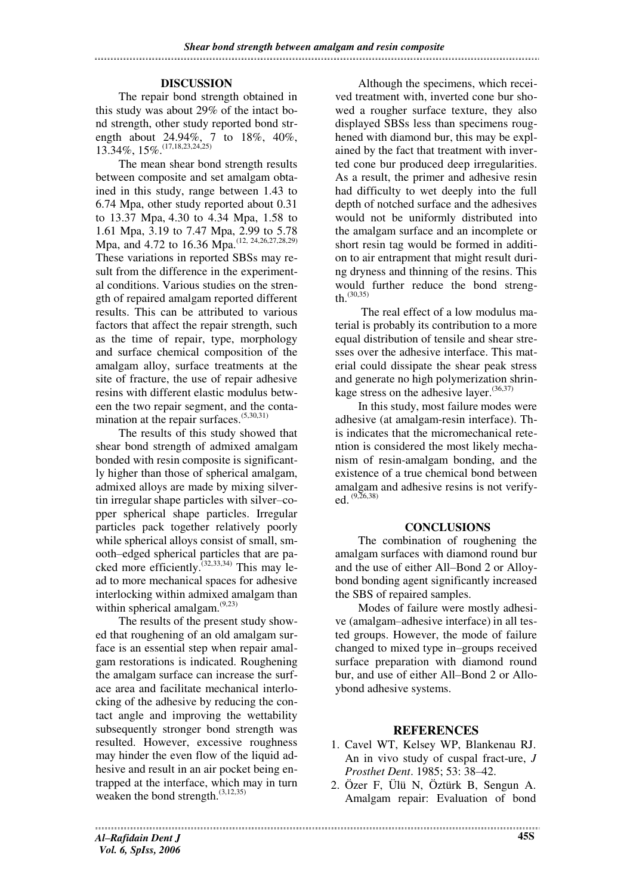## DISCUSSION

The repair bond strength obtained in this study was about 29% of the intact bond strength, other study reported bond strength about 24.94%, 7 to 18%, 40%, 13.34%, 15%.[17,18,23,24,25]

The mean shear bond strength results between composite and set amalgam obtained in this study, range between 1.43 to 6.74 Mpa, other study reported about 0.31 to 13.37 Mpa, 4.30 to 4.34 Mpa, 1.58 to 1.61 Mpa, 3.19 to 7.47 Mpa, 2.99 to 5.78 Mpa, and 4.72 to 16.36 Mpa.[12, 24,26,27,28,29] These variations in reported SBSs may result from the difference in the experimental conditions. Various studies on the strength of repaired amalgam reported different results. This can be attributed to various factors that affect the repair strength, such as the time of repair, type, morphology and surface chemical composition of the amalgam alloy, surface treatments at the site of fracture, the use of repair adhesive resins with different elastic modulus between the two repair segment, and the contamination at the repair surfaces.[5,30,31]

The results of this study showed that shear bond strength of admixed amalgam bonded with resin composite is significantly higher than those of spherical amalgam, admixed alloys are made by mixing silver-tin irregular shape particles with silver–copper spherical shape particles. Irregular particles pack together relatively poorly while spherical alloys consist of small, smooth–edged spherical particles that are packed more efficiently.[32,33,34] This may lead to more mechanical spaces for adhesive interlocking within admixed amalgam than within spherical amalgam.[9,23]

The results of the present study showed that roughening of an old amalgam surface is an essential step when repair amalgam restorations is indicated. Roughening the amalgam surface can increase the surface area and facilitate mechanical interlocking of the adhesive by reducing the contact angle and improving the wettability subsequently stronger bond strength was resulted. However, excessive roughness may hinder the even flow of the liquid adhesive and result in an air pocket being entrapped at the interface, which may in turn weaken the bond strength.[3,12,35]

Although the specimens, which received treatment with, inverted cone bur showed a rougher surface texture, they also displayed SBSs less than specimens roughened with diamond bur, this may be explained by the fact that treatment with inverted cone bur produced deep irregularities. As a result, the primer and adhesive resin had difficulty to wet deeply into the full depth of notched surface and the adhesives would not be uniformly distributed into the amalgam surface and an incomplete or short resin tag would be formed in addition to air entrapment that might result during dryness and thinning of the resins. This would further reduce the bond strength.[30,35]

The real effect of a low modulus material is probably its contribution to a more equal distribution of tensile and shear stresses over the adhesive interface. This material could dissipate the shear peak stress and generate no high polymerization shrinkage stress on the adhesive layer.[36,37]

In this study, most failure modes were adhesive (at amalgam-resin interface). This indicates that the micromechanical retention is considered the most likely mechanism of resin-amalgam bonding, and the existence of a true chemical bond between amalgam and adhesive resins is not verifyed. [9,26,38]

## CONCLUSIONS

The combination of roughening the amalgam surfaces with diamond round bur and the use of either All–Bond 2 or Alloybond bonding agent significantly increased the SBS of repaired samples.

Modes of failure were mostly adhesive (amalgam–adhesive interface) in all tested groups. However, the mode of failure changed to mixed type in–groups received surface preparation with diamond round bur, and use of either All–Bond 2 or Alloybond adhesive systems.

## REFERENCES

1. Cavel WT, Kelsey WP, Blankenau RJ. An in vivo study of cuspal fract-ure, *J Prosthet Dent*. 1985; 53: 38–42.
2. Özer F, Ülü N, Öztürk B, Sengun A. Amalgam repair: Evaluation of bond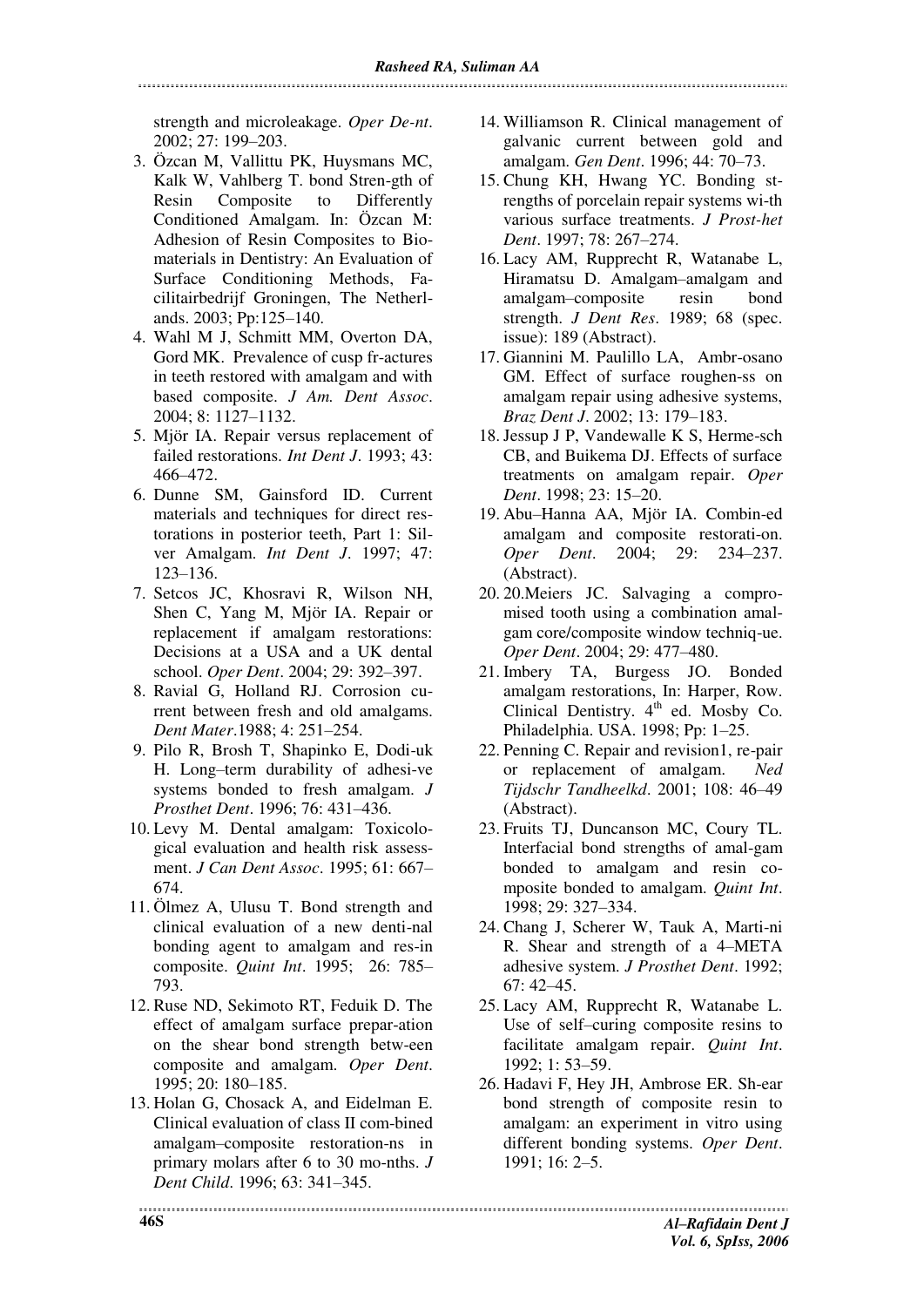strength and microleakage. *Oper De-nt*. 2002; 27: 199–203.

3. Özcan M, Vallittu PK, Huysmans MC, Kalk W, Vahlberg T. bond Stren-gth of Resin Composite to Differently Conditioned Amalgam. In: Özcan M: Adhesion of Resin Composites to Biomaterials in Dentistry: An Evaluation of Surface Conditioning Methods, Facilitairbedrijf Groningen, The Netherlands. 2003; Pp:125–140.
4. Wahl M J, Schmitt MM, Overton DA, Gord MK. Prevalence of cusp fr-actures in teeth restored with amalgam and with based composite. *J Am. Dent Assoc*. 2004; 8: 1127–1132.
5. Mjör IA. Repair versus replacement of failed restorations. *Int Dent J*. 1993; 43: 466–472.
6. Dunne SM, Gainsford ID. Current materials and techniques for direct restorations in posterior teeth, Part 1: Silver Amalgam. *Int Dent J*. 1997; 47: 123–136.
7. Setcos JC, Khosravi R, Wilson NH, Shen C, Yang M, Mjör IA. Repair or replacement if amalgam restorations: Decisions at a USA and a UK dental school. *Oper Dent*. 2004; 29: 392–397.
8. Ravial G, Holland RJ. Corrosion cu-rrent between fresh and old amalgams. *Dent Mater*.1988; 4: 251–254.
9. Pilo R, Brosh T, Shapinko E, Dodi-uk H. Long–term durability of adhesi-ve systems bonded to fresh amalgam. *J Prosthet Dent*. 1996; 76: 431–436.
10. Levy M. Dental amalgam: Toxicological evaluation and health risk assessment. *J Can Dent Assoc*. 1995; 61: 667–674.
11. Ölmez A, Ulusu T. Bond strength and clinical evaluation of a new denti-nal bonding agent to amalgam and res-in composite. *Quint Int*. 1995; 26: 785–793.
12. Ruse ND, Sekimoto RT, Feduik D. The effect of amalgam surface prepar-ation on the shear bond strength betw-een composite and amalgam. *Oper Dent*. 1995; 20: 180–185.
13. Holan G, Chosack A, and Eidelman E. Clinical evaluation of class II com-bined amalgam–composite restoration-ns in primary molars after 6 to 30 mo-nths. *J Dent Child*. 1996; 63: 341–345.
14. Williamson R. Clinical management of galvanic current between gold and amalgam. *Gen Dent*. 1996; 44: 70–73.
15. Chung KH, Hwang YC. Bonding st-rengths of porcelain repair systems wi-th various surface treatments. *J Prost-het Dent*. 1997; 78: 267–274.
16. Lacy AM, Rupprecht R, Watanabe L, Hiramatsu D. Amalgam–amalgam and amalgam–composite resin bond strength. *J Dent Res*. 1989; 68 (spec. issue): 189 (Abstract).
17. Giannini M. Paulillo LA, Ambr-osano GM. Effect of surface roughen-ss on amalgam repair using adhesive systems, *Braz Dent J*. 2002; 13: 179–183.
18. Jessup J P, Vandewalle K S, Herme-sch CB, and Buikema DJ. Effects of surface treatments on amalgam repair. *Oper Dent*. 1998; 23: 15–20.
19. Abu–Hanna AA, Mjör IA. Combin-ed amalgam and composite restorati-on. *Oper Dent*. 2004; 29: 234–237. (Abstract).
20. 20.Meiers JC. Salvaging a compromised tooth using a combination amalgam core/composite window techniq-ue. *Oper Dent*. 2004; 29: 477–480.
21. Imbery TA, Burgess JO. Bonded amalgam restorations, In: Harper, Row. Clinical Dentistry. 4th ed. Mosby Co. Philadelphia. USA. 1998; Pp: 1–25.
22. Penning C. Repair and revision1, re-pair or replacement of amalgam. *Ned Tijdschr Tandheelkd*. 2001; 108: 46–49 (Abstract).
23. Fruits TJ, Duncanson MC, Coury TL. Interfacial bond strengths of amal-gam bonded to amalgam and resin co-mposite bonded to amalgam. *Quint Int*. 1998; 29: 327–334.
24. Chang J, Scherer W, Tauk A, Marti-ni R. Shear and strength of a 4–META adhesive system. *J Prosthet Dent*. 1992; 67: 42–45.
25. Lacy AM, Rupprecht R, Watanabe L. Use of self–curing composite resins to facilitate amalgam repair. *Quint Int*. 1992; 1: 53–59.
26. Hadavi F, Hey JH, Ambrose ER. Sh-ear bond strength of composite resin to amalgam: an experiment in vitro using different bonding systems. *Oper Dent*. 1991; 16: 2–5.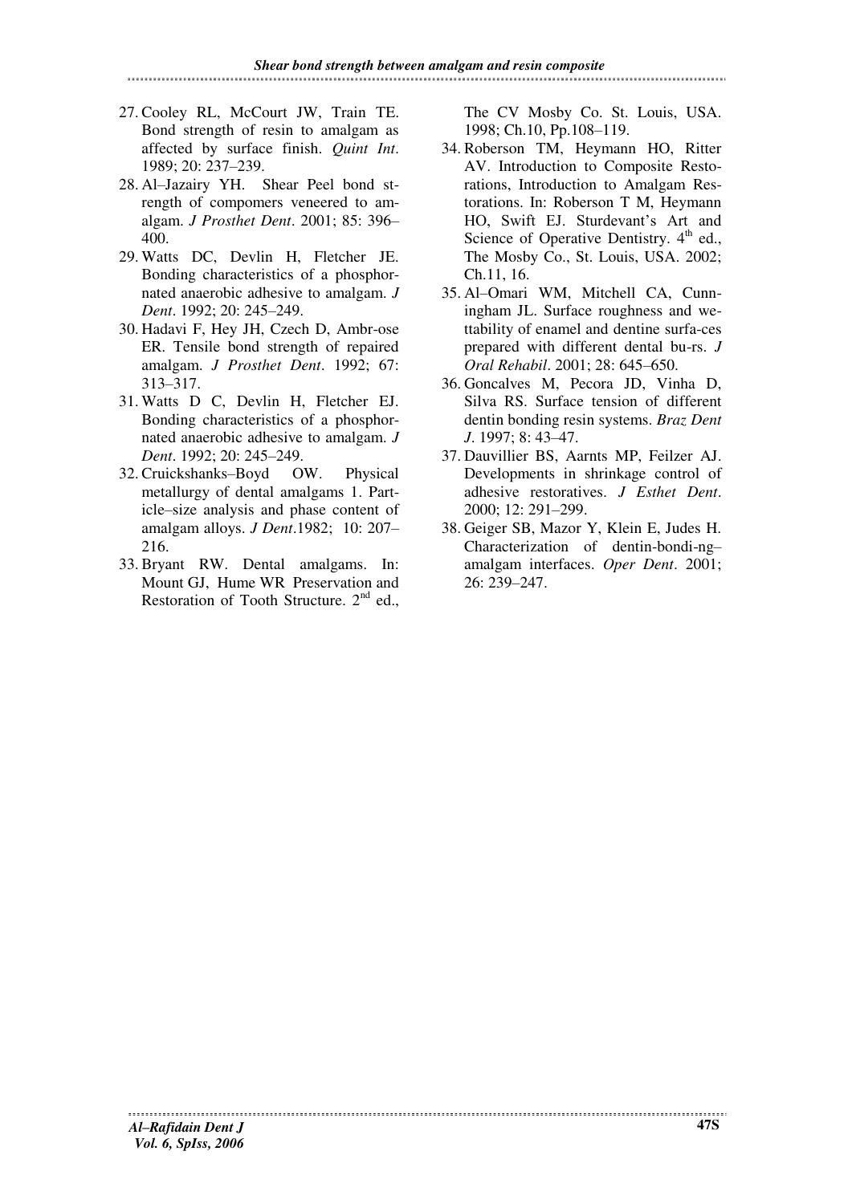27. Cooley RL, McCourt JW, Train TE. Bond strength of resin to amalgam as affected by surface finish. *Quint Int*. 1989; 20: 237–239.
28. Al–Jazairy YH. Shear Peel bond st-rength of compomers veneered to am-algam. *J Prosthet Dent*. 2001; 85: 396–400.
29. Watts DC, Devlin H, Fletcher JE. Bonding characteristics of a phosphor-nated anaerobic adhesive to amalgam. *J Dent*. 1992; 20: 245–249.
30. Hadavi F, Hey JH, Czech D, Ambr-ose ER. Tensile bond strength of repaired amalgam. *J Prosthet Dent*. 1992; 67: 313–317.
31. Watts D C, Devlin H, Fletcher EJ. Bonding characteristics of a phosphor-nated anaerobic adhesive to amalgam. *J Dent*. 1992; 20: 245–249.
32. Cruickshanks–Boyd OW. Physical metallurgy of dental amalgams 1. Part-icle–size analysis and phase content of amalgam alloys. *J Dent*.1982; 10: 207–216.
33. Bryant RW. Dental amalgams. In: Mount GJ, Hume WR Preservation and Restoration of Tooth Structure. 2nd ed., The CV Mosby Co. St. Louis, USA. 1998; Ch.10, Pp.108–119.
34. Roberson TM, Heymann HO, Ritter AV. Introduction to Composite Resto-rations, Introduction to Amalgam Res-torations. In: Roberson T M, Heymann HO, Swift EJ. Sturdevant's Art and Science of Operative Dentistry. 4th ed., The Mosby Co., St. Louis, USA. 2002; Ch.11, 16.
35. Al–Omari WM, Mitchell CA, Cunn-ingham JL. Surface roughness and we-ttability of enamel and dentine surfa-ces prepared with different dental bu-rs. *J Oral Rehabil*. 2001; 28: 645–650.
36. Goncalves M, Pecora JD, Vinha D, Silva RS. Surface tension of different dentin bonding resin systems. *Braz Dent J*. 1997; 8: 43–47.
37. Dauvillier BS, Aarnts MP, Feilzer AJ. Developments in shrinkage control of adhesive restoratives. *J Esthet Dent*. 2000; 12: 291–299.
38. Geiger SB, Mazor Y, Klein E, Judes H. Characterization of dentin-bondi-ng–amalgam interfaces. *Oper Dent*. 2001; 26: 239–247.